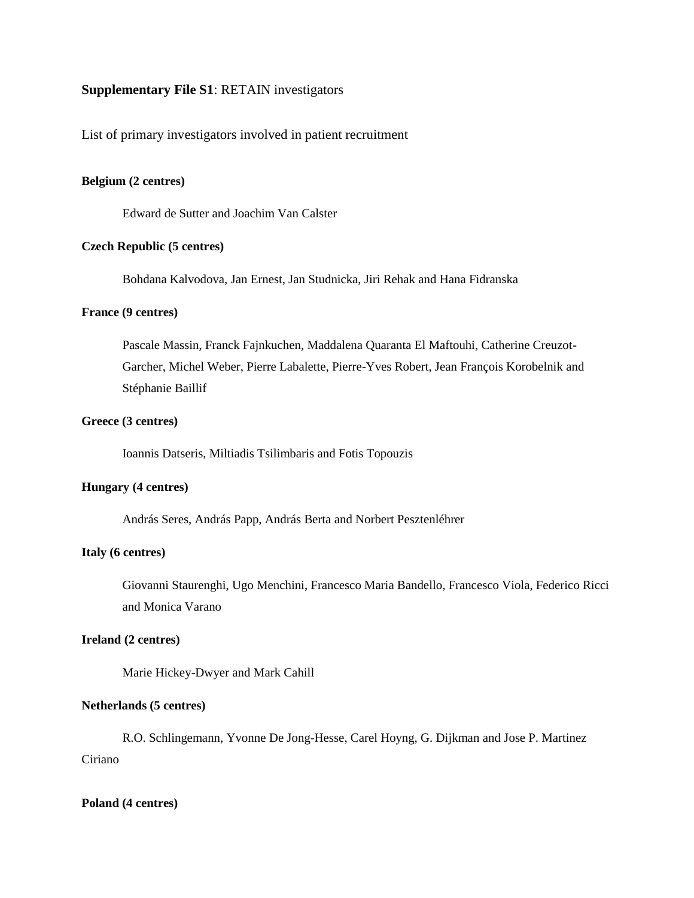**Supplementary File S1**: RETAIN investigators

List of primary investigators involved in patient recruitment

**Belgium (2 centres)**

Edward de Sutter and Joachim Van Calster

**Czech Republic (5 centres)**

Bohdana Kalvodova, Jan Ernest, Jan Studnicka, Jiri Rehak and Hana Fidranska

**France (9 centres)**

Pascale Massin, Franck Fajnkuchen, Maddalena Quaranta El Maftouhi, Catherine Creuzot-Garcher, Michel Weber, Pierre Labalette, Pierre-Yves Robert, Jean François Korobelnik and Stéphanie Baillif

**Greece (3 centres)**

Ioannis Datseris, Miltiadis Tsilimbaris and Fotis Topouzis

**Hungary (4 centres)**

András Seres, András Papp, András Berta and Norbert Pesztenléhrer

**Italy (6 centres)**

Giovanni Staurenghi, Ugo Menchini, Francesco Maria Bandello, Francesco Viola, Federico Ricci and Monica Varano

**Ireland (2 centres)**

Marie Hickey-Dwyer and Mark Cahill

**Netherlands (5 centres)**

R.O. Schlingemann, Yvonne De Jong-Hesse, Carel Hoyng, G. Dijkman and Jose P. Martinez Ciriano

**Poland (4 centres)**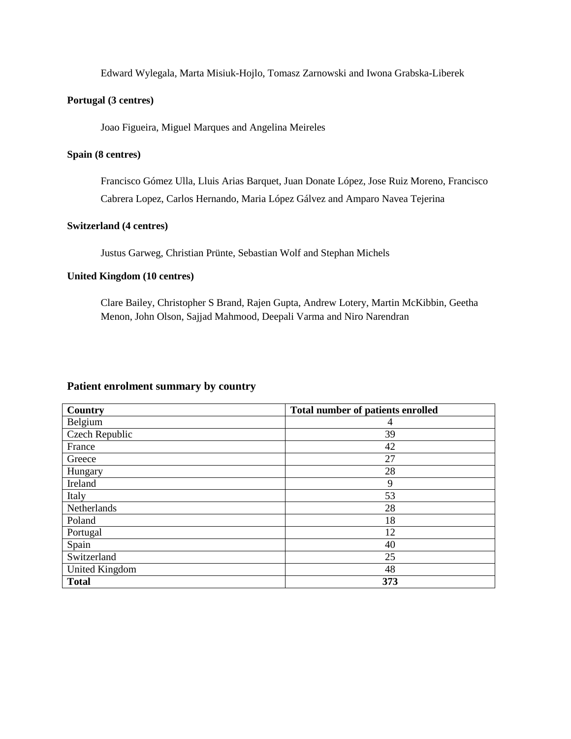Edward Wylegala, Marta Misiuk-Hojlo, Tomasz Zarnowski and Iwona Grabska-Liberek

**Portugal (3 centres)**

Joao Figueira, Miguel Marques and Angelina Meireles

**Spain (8 centres)**

Francisco Gómez Ulla, Lluis Arias Barquet, Juan Donate López, Jose Ruiz Moreno, Francisco Cabrera Lopez, Carlos Hernando, Maria López Gálvez and Amparo Navea Tejerina

**Switzerland (4 centres)**

Justus Garweg, Christian Prünte, Sebastian Wolf and Stephan Michels

**United Kingdom (10 centres)**

Clare Bailey, Christopher S Brand, Rajen Gupta, Andrew Lotery, Martin McKibbin, Geetha Menon, John Olson, Sajjad Mahmood, Deepali Varma and Niro Narendran

## Patient enrolment summary by country

| Country | Total number of patients enrolled |
|---|---|
| Belgium | 4 |
| Czech Republic | 39 |
| France | 42 |
| Greece | 27 |
| Hungary | 28 |
| Ireland | 9 |
| Italy | 53 |
| Netherlands | 28 |
| Poland | 18 |
| Portugal | 12 |
| Spain | 40 |
| Switzerland | 25 |
| United Kingdom | 48 |
| **Total** | **373** |